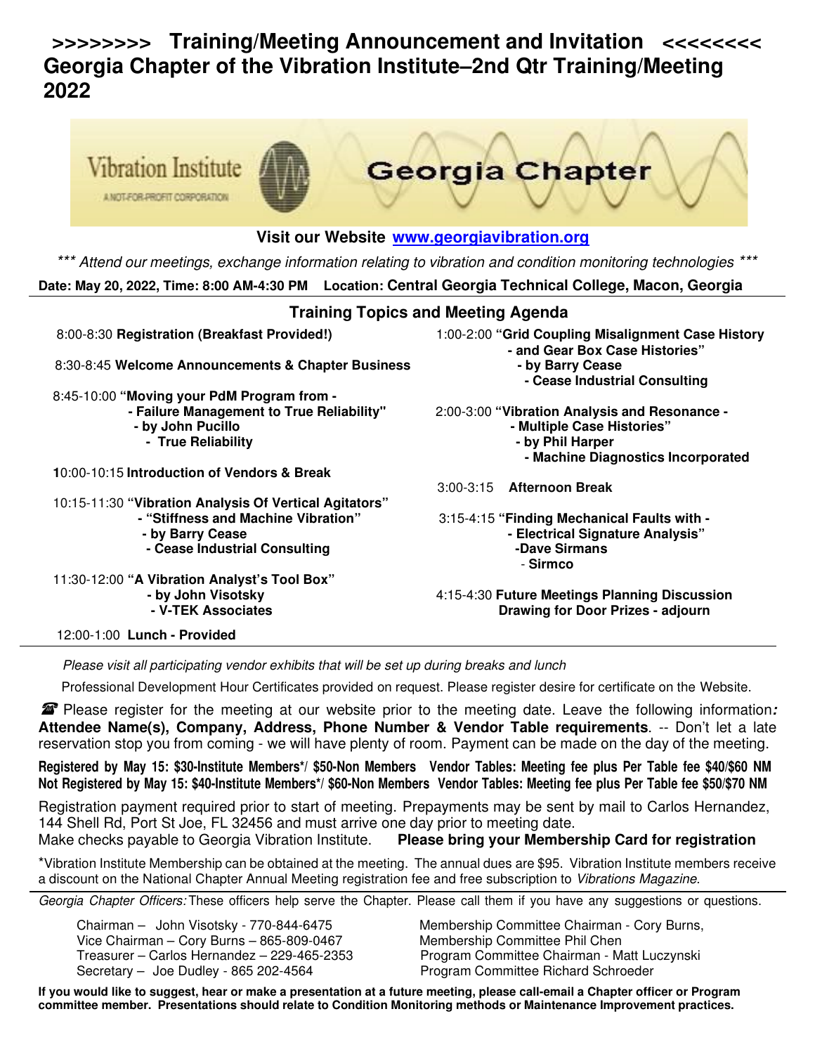# >>>>>>>> Training/Meeting Announcement and Invitation <<<<<<<<
# Georgia Chapter of the Vibration Institute–2nd Qtr Training/Meeting 2022

Vibration Institute
A NOT-FOR-PROFIT CORPORATION

Georgia Chapter

**Visit our Website [www.georgiavibration.org](http://www.georgiavibration.org)**

*\*\*\* Attend our meetings, exchange information relating to vibration and condition monitoring technologies \*\*\**

**Date: May 20, 2022, Time: 8:00 AM-4:30 PM Location: Central Georgia Technical College, Macon, Georgia**

## Training Topics and Meeting Agenda

8:00-8:30 **Registration (Breakfast Provided!)**

8:30-8:45 **Welcome Announcements & Chapter Business**

8:45-10:00 **"Moving your PdM Program from - Failure Management to True Reliability"**
**- by John Pucillo**
**- True Reliability**

10:00-10:15 **Introduction of Vendors & Break**

10:15-11:30 **"Vibration Analysis Of Vertical Agitators" - "Stiffness and Machine Vibration"**
**- by Barry Cease**
**- Cease Industrial Consulting**

11:30-12:00 **"A Vibration Analyst's Tool Box"**
**- by John Visotsky**
**- V-TEK Associates**

12:00-1:00 **Lunch - Provided**

1:00-2:00 **"Grid Coupling Misalignment Case History - and Gear Box Case Histories"**
**- by Barry Cease**
**- Cease Industrial Consulting**

2:00-3:00 **"Vibration Analysis and Resonance - Multiple Case Histories"**
**- by Phil Harper**
**- Machine Diagnostics Incorporated**

3:00-3:15 **Afternoon Break**

3:15-4:15 **"Finding Mechanical Faults with - Electrical Signature Analysis"**
**-Dave Sirmans**
- **Sirmco**

4:15-4:30 **Future Meetings Planning Discussion**
**Drawing for Door Prizes - adjourn**

---

*Please visit all participating vendor exhibits that will be set up during breaks and lunch*

Professional Development Hour Certificates provided on request. Please register desire for certificate on the Website.

☎ Please register for the meeting at our website prior to the meeting date. Leave the following information*:* **Attendee Name(s), Company, Address, Phone Number & Vendor Table requirements**. -- Don't let a late reservation stop you from coming - we will have plenty of room. Payment can be made on the day of the meeting.

**Registered by May 15: $30-Institute Members\*/ $50-Non Members Vendor Tables: Meeting fee plus Per Table fee $40/$60 NM**
**Not Registered by May 15: $40-Institute Members\*/ $60-Non Members Vendor Tables: Meeting fee plus Per Table fee $50/$70 NM**

Registration payment required prior to start of meeting. Prepayments may be sent by mail to Carlos Hernandez, 144 Shell Rd, Port St Joe, FL 32456 and must arrive one day prior to meeting date.
Make checks payable to Georgia Vibration Institute. **Please bring your Membership Card for registration**

\*Vibration Institute Membership can be obtained at the meeting. The annual dues are $95. Vibration Institute members receive a discount on the National Chapter Annual Meeting registration fee and free subscription to *Vibrations Magazine*.

*Georgia Chapter Officers:* These officers help serve the Chapter. Please call them if you have any suggestions or questions.

Chairman – John Visotsky - 770-844-6475
Vice Chairman – Cory Burns – 865-809-0467
Treasurer – Carlos Hernandez – 229-465-2353
Secretary – Joe Dudley - 865 202-4564
Membership Committee Chairman - Cory Burns,
Membership Committee Phil Chen
Program Committee Chairman - Matt Luczynski
Program Committee Richard Schroeder

**If you would like to suggest, hear or make a presentation at a future meeting, please call-email a Chapter officer or Program committee member. Presentations should relate to Condition Monitoring methods or Maintenance Improvement practices.**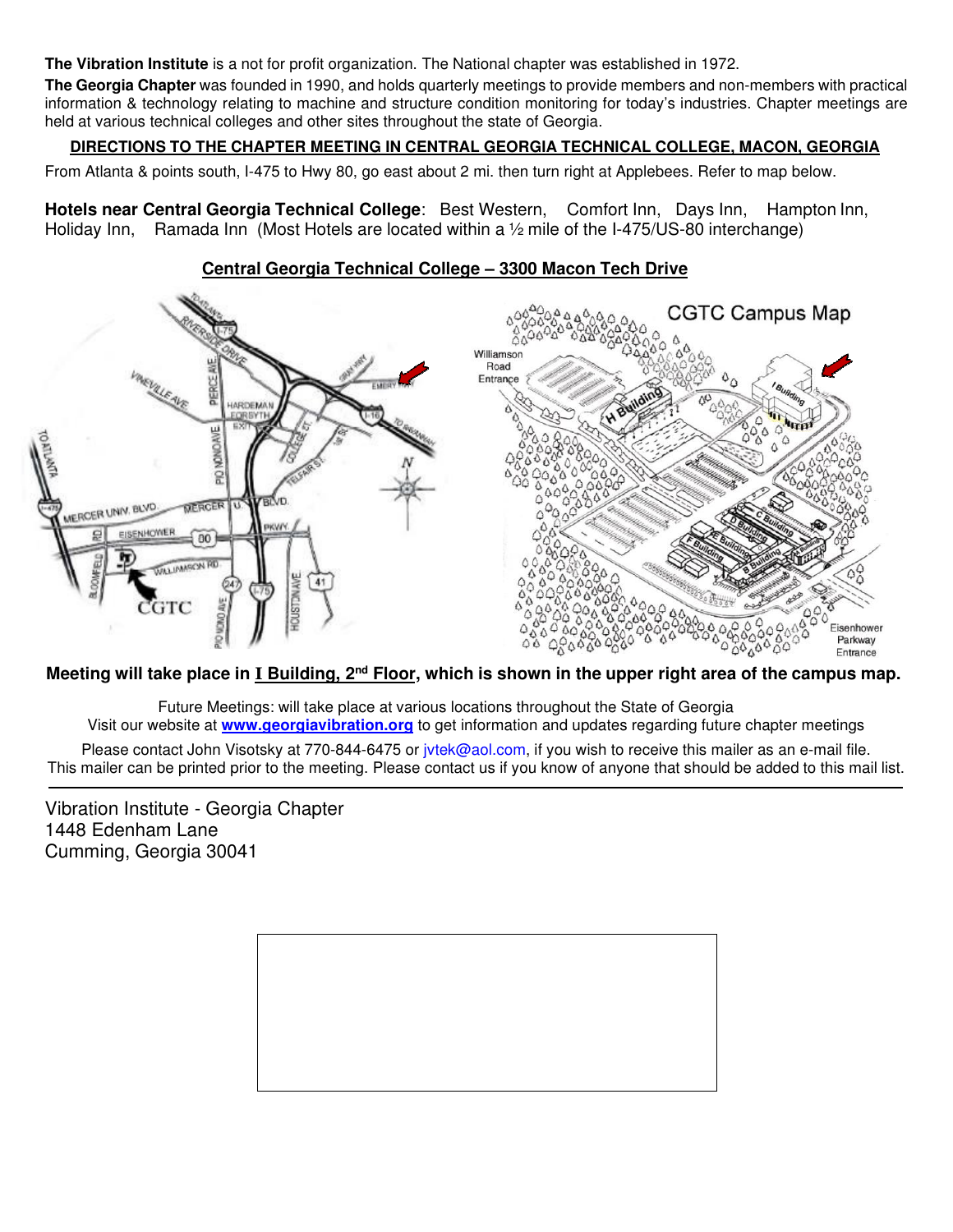**The Vibration Institute** is a not for profit organization. The National chapter was established in 1972.

**The Georgia Chapter** was founded in 1990, and holds quarterly meetings to provide members and non-members with practical information & technology relating to machine and structure condition monitoring for today's industries. Chapter meetings are held at various technical colleges and other sites throughout the state of Georgia.

**DIRECTIONS TO THE CHAPTER MEETING IN CENTRAL GEORGIA TECHNICAL COLLEGE, MACON, GEORGIA**

From Atlanta & points south, I-475 to Hwy 80, go east about 2 mi. then turn right at Applebees. Refer to map below.

**Hotels near Central Georgia Technical College**: Best Western, Comfort Inn, Days Inn, Hampton Inn, Holiday Inn, Ramada Inn (Most Hotels are located within a ½ mile of the I-475/US-80 interchange)

**Central Georgia Technical College – 3300 Macon Tech Drive**

CGTC Campus Map

**Meeting will take place in I Building, 2nd Floor, which is shown in the upper right area of the campus map.**

Future Meetings: will take place at various locations throughout the State of Georgia
Visit our website at **www.georgiavibration.org** to get information and updates regarding future chapter meetings

Please contact John Visotsky at 770-844-6475 or jvtek@aol.com, if you wish to receive this mailer as an e-mail file.
This mailer can be printed prior to the meeting. Please contact us if you know of anyone that should be added to this mail list.

---

Vibration Institute - Georgia Chapter
1448 Edenham Lane
Cumming, Georgia 30041